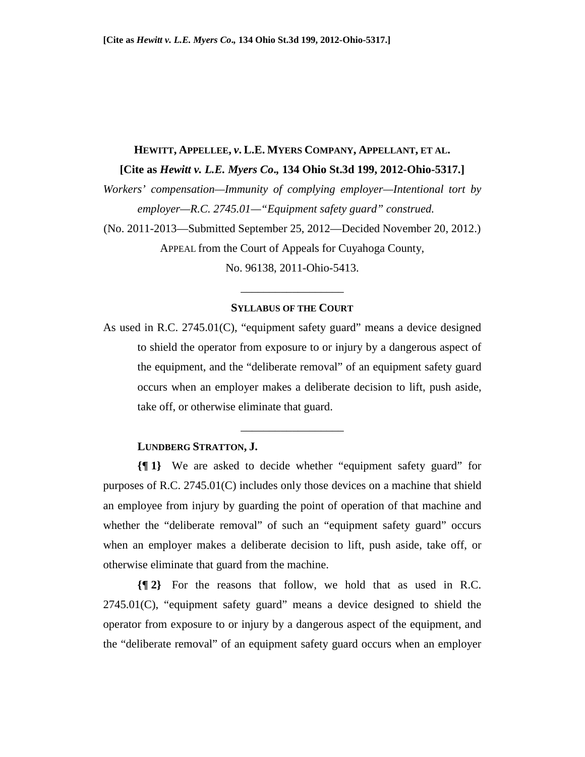[Cite as *Hewitt v. L.E. Myers Co*., 134 Ohio St.3d 199, 2012-Ohio-5317.]

# HEWITT, APPELLEE, *v.* L.E. MYERS COMPANY, APPELLANT, ET AL.

**[Cite as *Hewitt v. L.E. Myers Co*., 134 Ohio St.3d 199, 2012-Ohio-5317.]**

*Workers' compensation—Immunity of complying employer—Intentional tort by employer—R.C. 2745.01—"Equipment safety guard" construed.*

(No. 2011-2013—Submitted September 25, 2012—Decided November 20, 2012.)

APPEAL from the Court of Appeals for Cuyahoga County,

No. 96138, 2011-Ohio-5413.

---

**SYLLABUS OF THE COURT**

As used in R.C. 2745.01(C), "equipment safety guard" means a device designed to shield the operator from exposure to or injury by a dangerous aspect of the equipment, and the "deliberate removal" of an equipment safety guard occurs when an employer makes a deliberate decision to lift, push aside, take off, or otherwise eliminate that guard.

---

**LUNDBERG STRATTON, J.**

**{¶ 1}** We are asked to decide whether "equipment safety guard" for purposes of R.C. 2745.01(C) includes only those devices on a machine that shield an employee from injury by guarding the point of operation of that machine and whether the "deliberate removal" of such an "equipment safety guard" occurs when an employer makes a deliberate decision to lift, push aside, take off, or otherwise eliminate that guard from the machine.

**{¶ 2}** For the reasons that follow, we hold that as used in R.C. 2745.01(C), "equipment safety guard" means a device designed to shield the operator from exposure to or injury by a dangerous aspect of the equipment, and the "deliberate removal" of an equipment safety guard occurs when an employer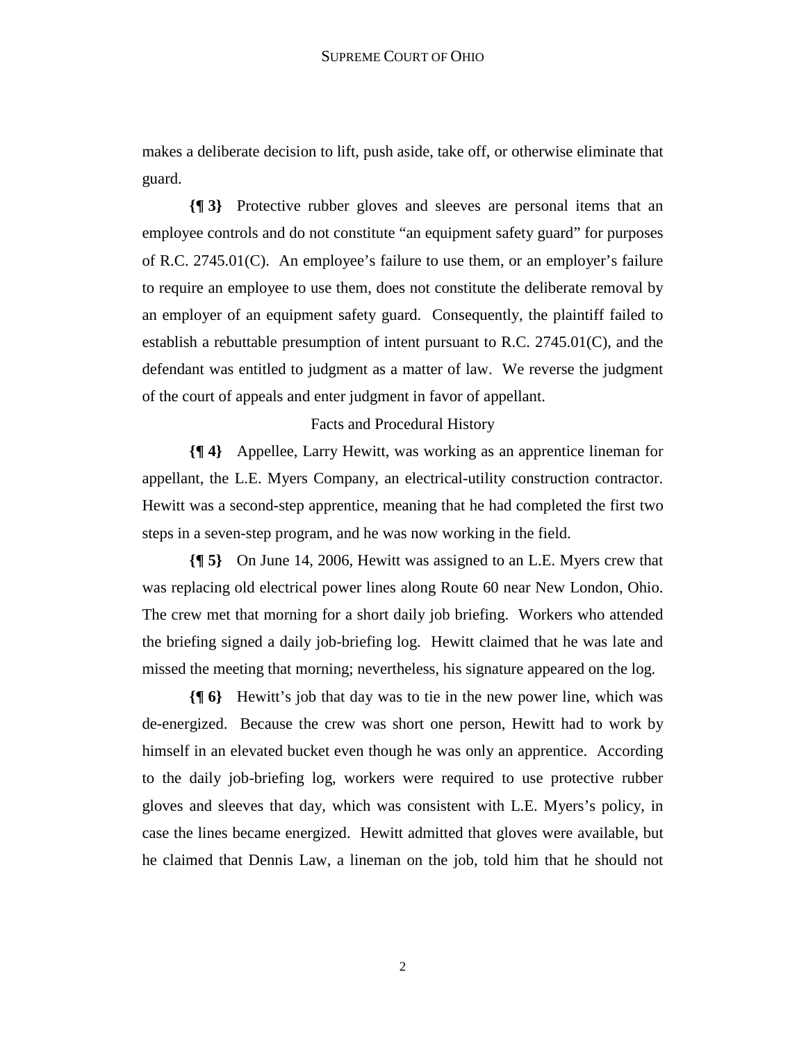makes a deliberate decision to lift, push aside, take off, or otherwise eliminate that guard.

**{¶ 3}** Protective rubber gloves and sleeves are personal items that an employee controls and do not constitute "an equipment safety guard" for purposes of R.C. 2745.01(C). An employee's failure to use them, or an employer's failure to require an employee to use them, does not constitute the deliberate removal by an employer of an equipment safety guard. Consequently, the plaintiff failed to establish a rebuttable presumption of intent pursuant to R.C. 2745.01(C), and the defendant was entitled to judgment as a matter of law. We reverse the judgment of the court of appeals and enter judgment in favor of appellant.

Facts and Procedural History

**{¶ 4}** Appellee, Larry Hewitt, was working as an apprentice lineman for appellant, the L.E. Myers Company, an electrical-utility construction contractor. Hewitt was a second-step apprentice, meaning that he had completed the first two steps in a seven-step program, and he was now working in the field.

**{¶ 5}** On June 14, 2006, Hewitt was assigned to an L.E. Myers crew that was replacing old electrical power lines along Route 60 near New London, Ohio. The crew met that morning for a short daily job briefing. Workers who attended the briefing signed a daily job-briefing log. Hewitt claimed that he was late and missed the meeting that morning; nevertheless, his signature appeared on the log.

**{¶ 6}** Hewitt's job that day was to tie in the new power line, which was de-energized. Because the crew was short one person, Hewitt had to work by himself in an elevated bucket even though he was only an apprentice. According to the daily job-briefing log, workers were required to use protective rubber gloves and sleeves that day, which was consistent with L.E. Myers's policy, in case the lines became energized. Hewitt admitted that gloves were available, but he claimed that Dennis Law, a lineman on the job, told him that he should not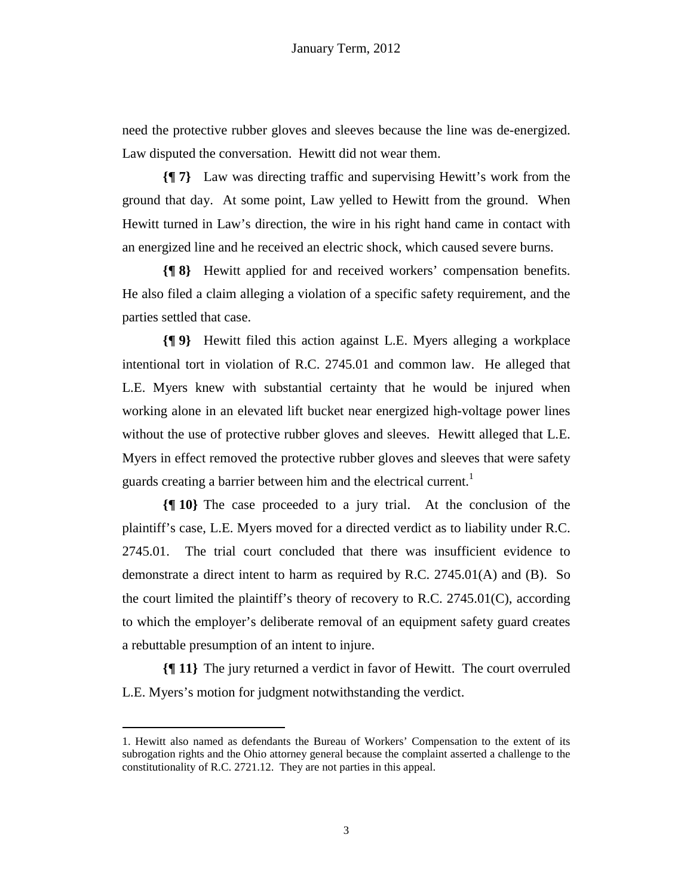need the protective rubber gloves and sleeves because the line was de-energized. Law disputed the conversation. Hewitt did not wear them.

**{¶ 7}** Law was directing traffic and supervising Hewitt's work from the ground that day. At some point, Law yelled to Hewitt from the ground. When Hewitt turned in Law's direction, the wire in his right hand came in contact with an energized line and he received an electric shock, which caused severe burns.

**{¶ 8}** Hewitt applied for and received workers' compensation benefits. He also filed a claim alleging a violation of a specific safety requirement, and the parties settled that case.

**{¶ 9}** Hewitt filed this action against L.E. Myers alleging a workplace intentional tort in violation of R.C. 2745.01 and common law. He alleged that L.E. Myers knew with substantial certainty that he would be injured when working alone in an elevated lift bucket near energized high-voltage power lines without the use of protective rubber gloves and sleeves. Hewitt alleged that L.E. Myers in effect removed the protective rubber gloves and sleeves that were safety guards creating a barrier between him and the electrical current.[1]

**{¶ 10}** The case proceeded to a jury trial. At the conclusion of the plaintiff's case, L.E. Myers moved for a directed verdict as to liability under R.C. 2745.01. The trial court concluded that there was insufficient evidence to demonstrate a direct intent to harm as required by R.C. 2745.01(A) and (B). So the court limited the plaintiff's theory of recovery to R.C. 2745.01(C), according to which the employer's deliberate removal of an equipment safety guard creates a rebuttable presumption of an intent to injure.

**{¶ 11}** The jury returned a verdict in favor of Hewitt. The court overruled L.E. Myers's motion for judgment notwithstanding the verdict.

---

1. Hewitt also named as defendants the Bureau of Workers' Compensation to the extent of its subrogation rights and the Ohio attorney general because the complaint asserted a challenge to the constitutionality of R.C. 2721.12. They are not parties in this appeal.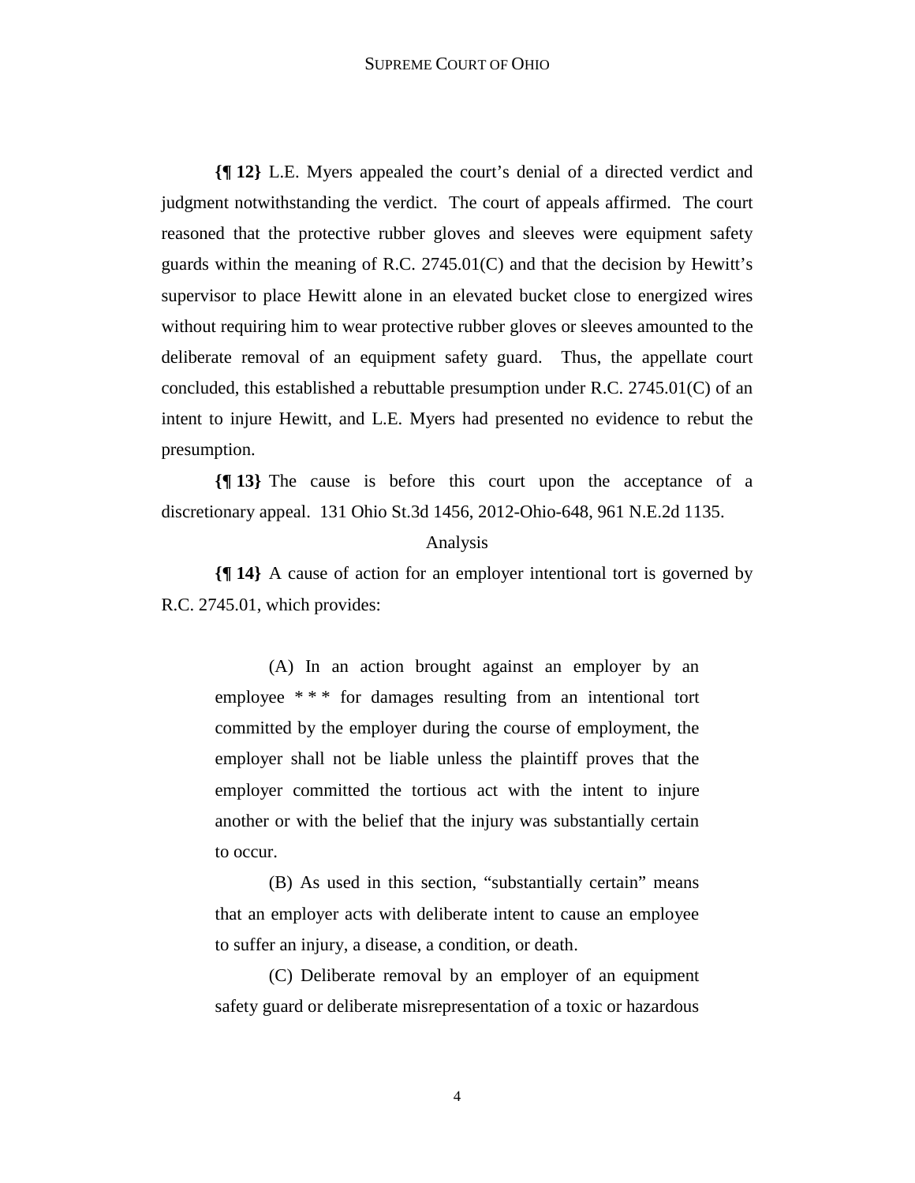**{¶ 12}** L.E. Myers appealed the court's denial of a directed verdict and judgment notwithstanding the verdict. The court of appeals affirmed. The court reasoned that the protective rubber gloves and sleeves were equipment safety guards within the meaning of R.C. 2745.01(C) and that the decision by Hewitt's supervisor to place Hewitt alone in an elevated bucket close to energized wires without requiring him to wear protective rubber gloves or sleeves amounted to the deliberate removal of an equipment safety guard. Thus, the appellate court concluded, this established a rebuttable presumption under R.C. 2745.01(C) of an intent to injure Hewitt, and L.E. Myers had presented no evidence to rebut the presumption.

**{¶ 13}** The cause is before this court upon the acceptance of a discretionary appeal. 131 Ohio St.3d 1456, 2012-Ohio-648, 961 N.E.2d 1135.

Analysis

**{¶ 14}** A cause of action for an employer intentional tort is governed by R.C. 2745.01, which provides:

> (A) In an action brought against an employer by an employee * * * for damages resulting from an intentional tort committed by the employer during the course of employment, the employer shall not be liable unless the plaintiff proves that the employer committed the tortious act with the intent to injure another or with the belief that the injury was substantially certain to occur.
>
> (B) As used in this section, "substantially certain" means that an employer acts with deliberate intent to cause an employee to suffer an injury, a disease, a condition, or death.
>
> (C) Deliberate removal by an employer of an equipment safety guard or deliberate misrepresentation of a toxic or hazardous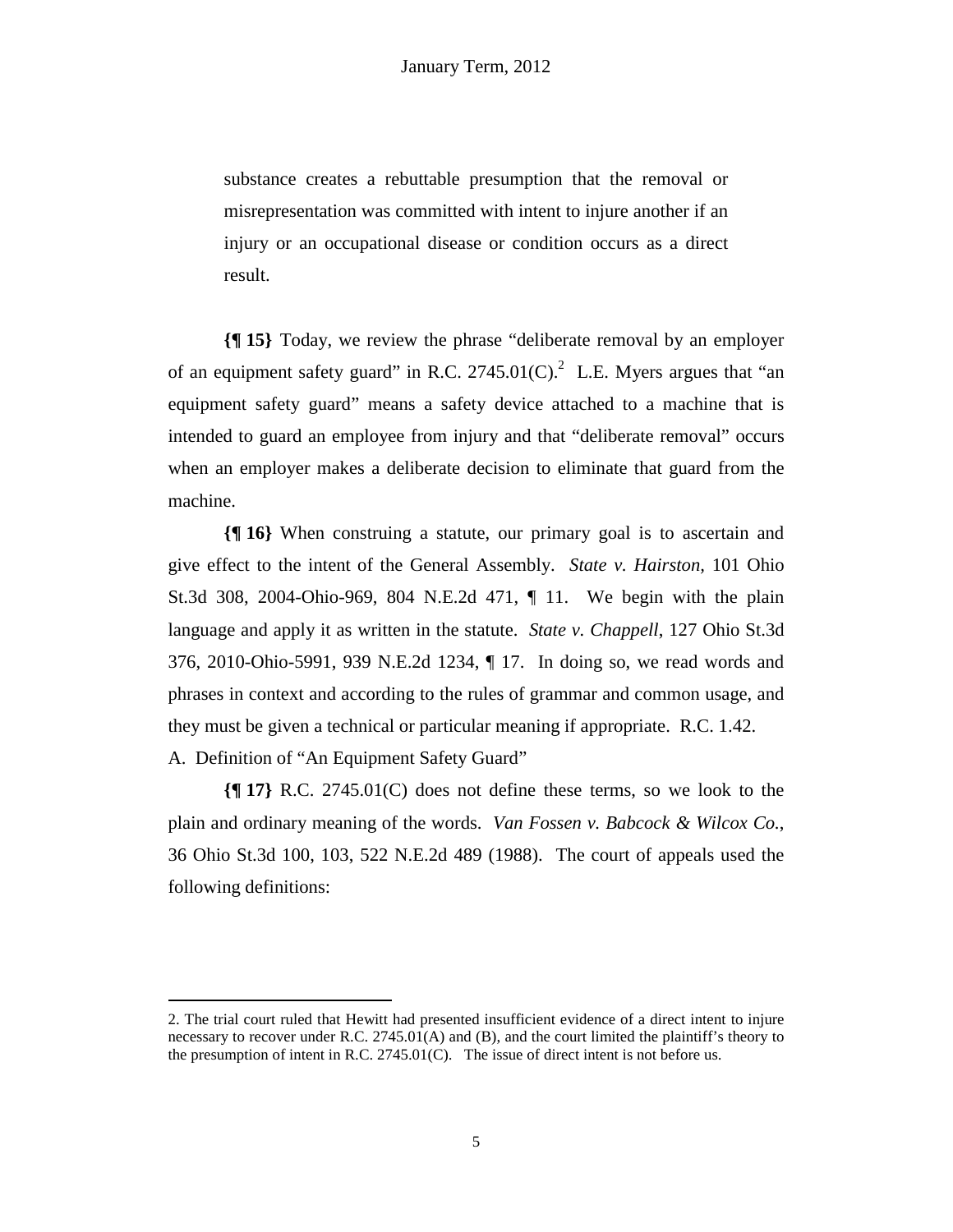> substance creates a rebuttable presumption that the removal or misrepresentation was committed with intent to injure another if an injury or an occupational disease or condition occurs as a direct result.

**{¶ 15}** Today, we review the phrase "deliberate removal by an employer of an equipment safety guard" in R.C. 2745.01(C).[2] L.E. Myers argues that "an equipment safety guard" means a safety device attached to a machine that is intended to guard an employee from injury and that "deliberate removal" occurs when an employer makes a deliberate decision to eliminate that guard from the machine.

**{¶ 16}** When construing a statute, our primary goal is to ascertain and give effect to the intent of the General Assembly. *State v. Hairston*, 101 Ohio St.3d 308, 2004-Ohio-969, 804 N.E.2d 471, ¶ 11. We begin with the plain language and apply it as written in the statute. *State v. Chappell*, 127 Ohio St.3d 376, 2010-Ohio-5991, 939 N.E.2d 1234, ¶ 17. In doing so, we read words and phrases in context and according to the rules of grammar and common usage, and they must be given a technical or particular meaning if appropriate. R.C. 1.42.

A. Definition of "An Equipment Safety Guard"

**{¶ 17}** R.C. 2745.01(C) does not define these terms, so we look to the plain and ordinary meaning of the words. *Van Fossen v. Babcock & Wilcox Co.*, 36 Ohio St.3d 100, 103, 522 N.E.2d 489 (1988). The court of appeals used the following definitions:

---

2. The trial court ruled that Hewitt had presented insufficient evidence of a direct intent to injure necessary to recover under R.C. 2745.01(A) and (B), and the court limited the plaintiff's theory to the presumption of intent in R.C. 2745.01(C). The issue of direct intent is not before us.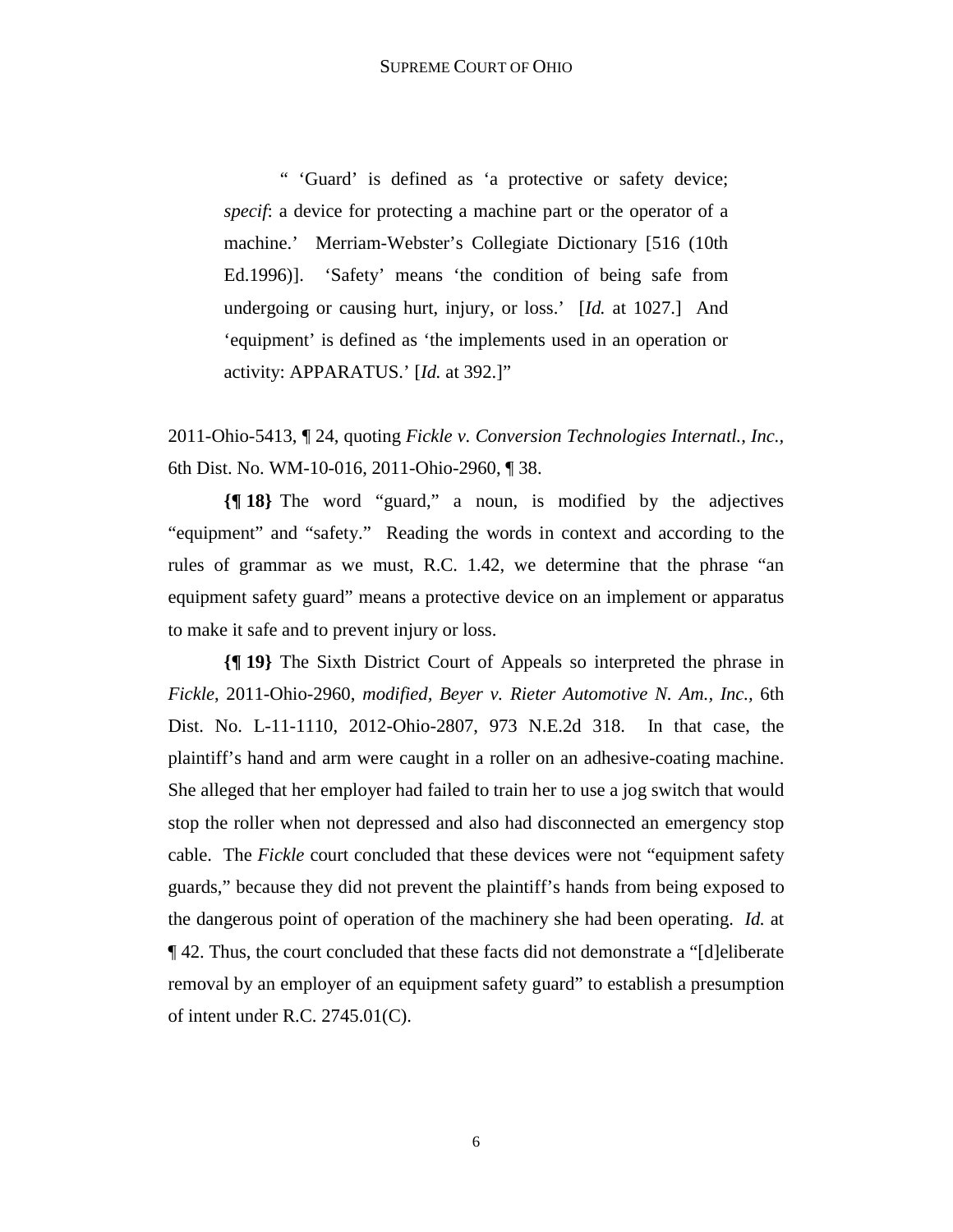> " 'Guard' is defined as 'a protective or safety device; *specif*: a device for protecting a machine part or the operator of a machine.' Merriam-Webster's Collegiate Dictionary [516 (10th Ed.1996)]. 'Safety' means 'the condition of being safe from undergoing or causing hurt, injury, or loss.' [*Id.* at 1027.] And 'equipment' is defined as 'the implements used in an operation or activity: APPARATUS.' [*Id.* at 392.]"

2011-Ohio-5413, ¶ 24, quoting *Fickle v. Conversion Technologies Internatl., Inc.*, 6th Dist. No. WM-10-016, 2011-Ohio-2960, ¶ 38.

**{¶ 18}** The word "guard," a noun, is modified by the adjectives "equipment" and "safety." Reading the words in context and according to the rules of grammar as we must, R.C. 1.42, we determine that the phrase "an equipment safety guard" means a protective device on an implement or apparatus to make it safe and to prevent injury or loss.

**{¶ 19}** The Sixth District Court of Appeals so interpreted the phrase in *Fickle*, 2011-Ohio-2960, *modified*, *Beyer v. Rieter Automotive N. Am., Inc.*, 6th Dist. No. L-11-1110, 2012-Ohio-2807, 973 N.E.2d 318. In that case, the plaintiff's hand and arm were caught in a roller on an adhesive-coating machine. She alleged that her employer had failed to train her to use a jog switch that would stop the roller when not depressed and also had disconnected an emergency stop cable. The *Fickle* court concluded that these devices were not "equipment safety guards," because they did not prevent the plaintiff's hands from being exposed to the dangerous point of operation of the machinery she had been operating. *Id.* at ¶ 42. Thus, the court concluded that these facts did not demonstrate a "[d]eliberate removal by an employer of an equipment safety guard" to establish a presumption of intent under R.C. 2745.01(C).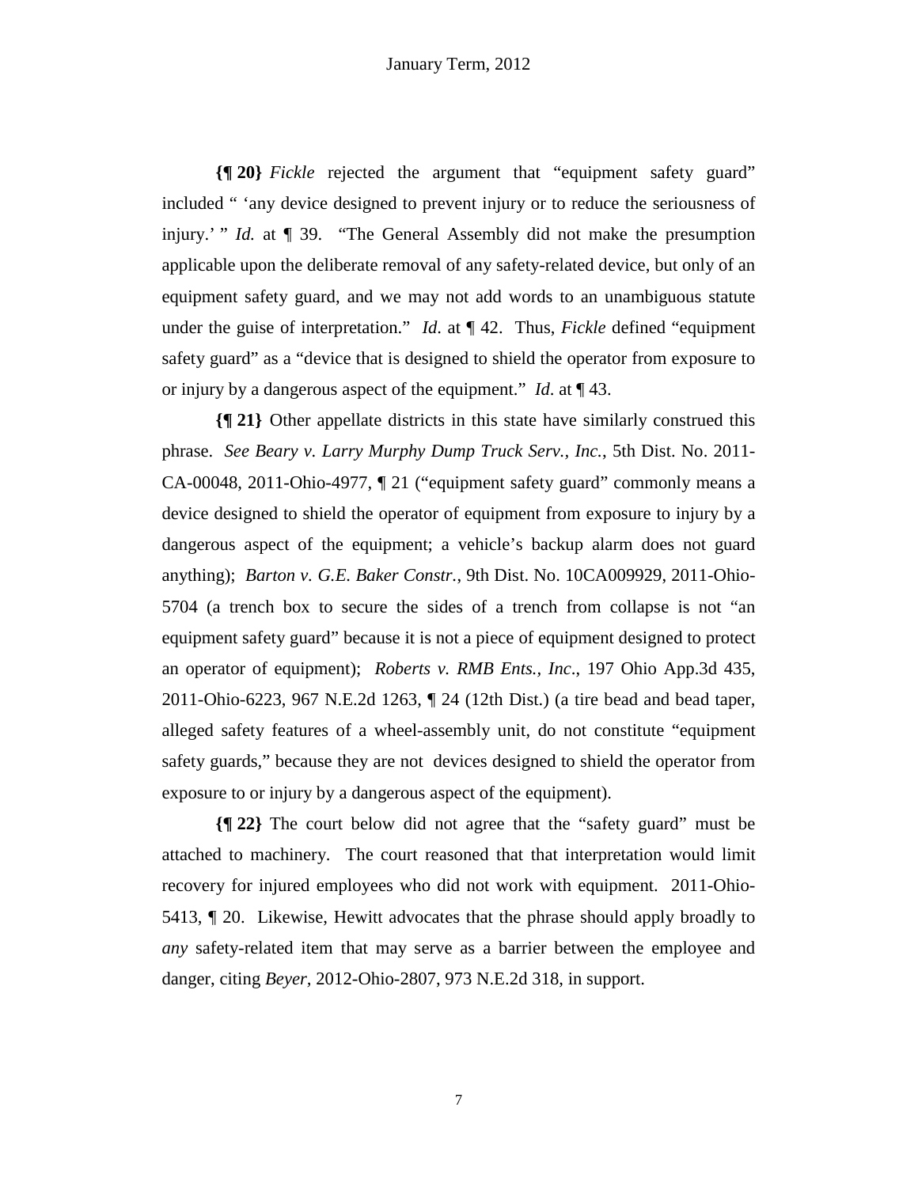**{¶ 20}** *Fickle* rejected the argument that "equipment safety guard" included " 'any device designed to prevent injury or to reduce the seriousness of injury.' " *Id.* at ¶ 39. "The General Assembly did not make the presumption applicable upon the deliberate removal of any safety-related device, but only of an equipment safety guard, and we may not add words to an unambiguous statute under the guise of interpretation." *Id*. at ¶ 42. Thus, *Fickle* defined "equipment safety guard" as a "device that is designed to shield the operator from exposure to or injury by a dangerous aspect of the equipment." *Id*. at ¶ 43.

**{¶ 21}** Other appellate districts in this state have similarly construed this phrase. *See Beary v. Larry Murphy Dump Truck Serv., Inc.*, 5th Dist. No. 2011-CA-00048, 2011-Ohio-4977, ¶ 21 ("equipment safety guard" commonly means a device designed to shield the operator of equipment from exposure to injury by a dangerous aspect of the equipment; a vehicle's backup alarm does not guard anything); *Barton v. G.E. Baker Constr.*, 9th Dist. No. 10CA009929, 2011-Ohio-5704 (a trench box to secure the sides of a trench from collapse is not "an equipment safety guard" because it is not a piece of equipment designed to protect an operator of equipment); *Roberts v. RMB Ents., Inc*., 197 Ohio App.3d 435, 2011-Ohio-6223, 967 N.E.2d 1263, ¶ 24 (12th Dist.) (a tire bead and bead taper, alleged safety features of a wheel-assembly unit, do not constitute "equipment safety guards," because they are not devices designed to shield the operator from exposure to or injury by a dangerous aspect of the equipment).

**{¶ 22}** The court below did not agree that the "safety guard" must be attached to machinery. The court reasoned that that interpretation would limit recovery for injured employees who did not work with equipment. 2011-Ohio-5413, ¶ 20. Likewise, Hewitt advocates that the phrase should apply broadly to *any* safety-related item that may serve as a barrier between the employee and danger, citing *Beyer*, 2012-Ohio-2807, 973 N.E.2d 318, in support.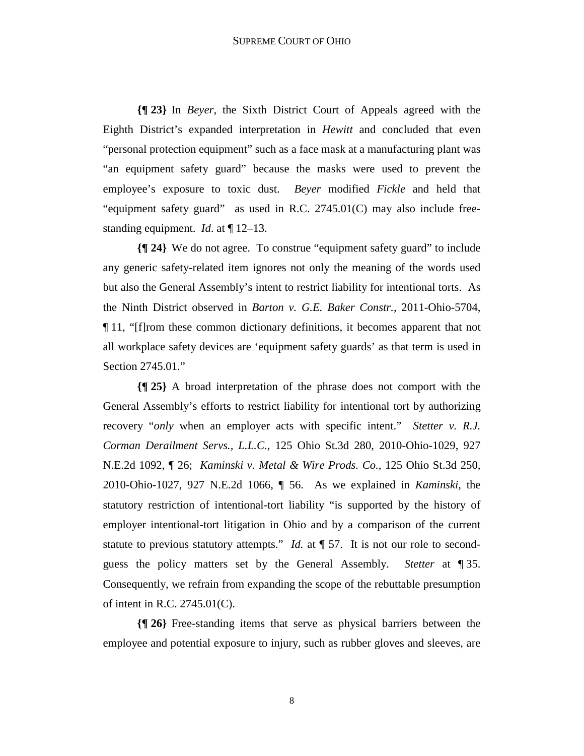**{¶ 23}** In *Beyer*, the Sixth District Court of Appeals agreed with the Eighth District's expanded interpretation in *Hewitt* and concluded that even "personal protection equipment" such as a face mask at a manufacturing plant was "an equipment safety guard" because the masks were used to prevent the employee's exposure to toxic dust. *Beyer* modified *Fickle* and held that "equipment safety guard" as used in R.C. 2745.01(C) may also include free-standing equipment. *Id*. at ¶ 12–13.

**{¶ 24}** We do not agree. To construe "equipment safety guard" to include any generic safety-related item ignores not only the meaning of the words used but also the General Assembly's intent to restrict liability for intentional torts. As the Ninth District observed in *Barton v. G.E. Baker Constr.*, 2011-Ohio-5704, ¶ 11, "[f]rom these common dictionary definitions, it becomes apparent that not all workplace safety devices are 'equipment safety guards' as that term is used in Section 2745.01."

**{¶ 25}** A broad interpretation of the phrase does not comport with the General Assembly's efforts to restrict liability for intentional tort by authorizing recovery "*only* when an employer acts with specific intent." *Stetter v. R.J. Corman Derailment Servs., L.L.C.*, 125 Ohio St.3d 280, 2010-Ohio-1029, 927 N.E.2d 1092, ¶ 26; *Kaminski v. Metal & Wire Prods. Co.*, 125 Ohio St.3d 250, 2010-Ohio-1027, 927 N.E.2d 1066, ¶ 56. As we explained in *Kaminski*, the statutory restriction of intentional-tort liability "is supported by the history of employer intentional-tort litigation in Ohio and by a comparison of the current statute to previous statutory attempts." *Id.* at ¶ 57. It is not our role to second-guess the policy matters set by the General Assembly. *Stetter* at ¶ 35. Consequently, we refrain from expanding the scope of the rebuttable presumption of intent in R.C. 2745.01(C).

**{¶ 26}** Free-standing items that serve as physical barriers between the employee and potential exposure to injury, such as rubber gloves and sleeves, are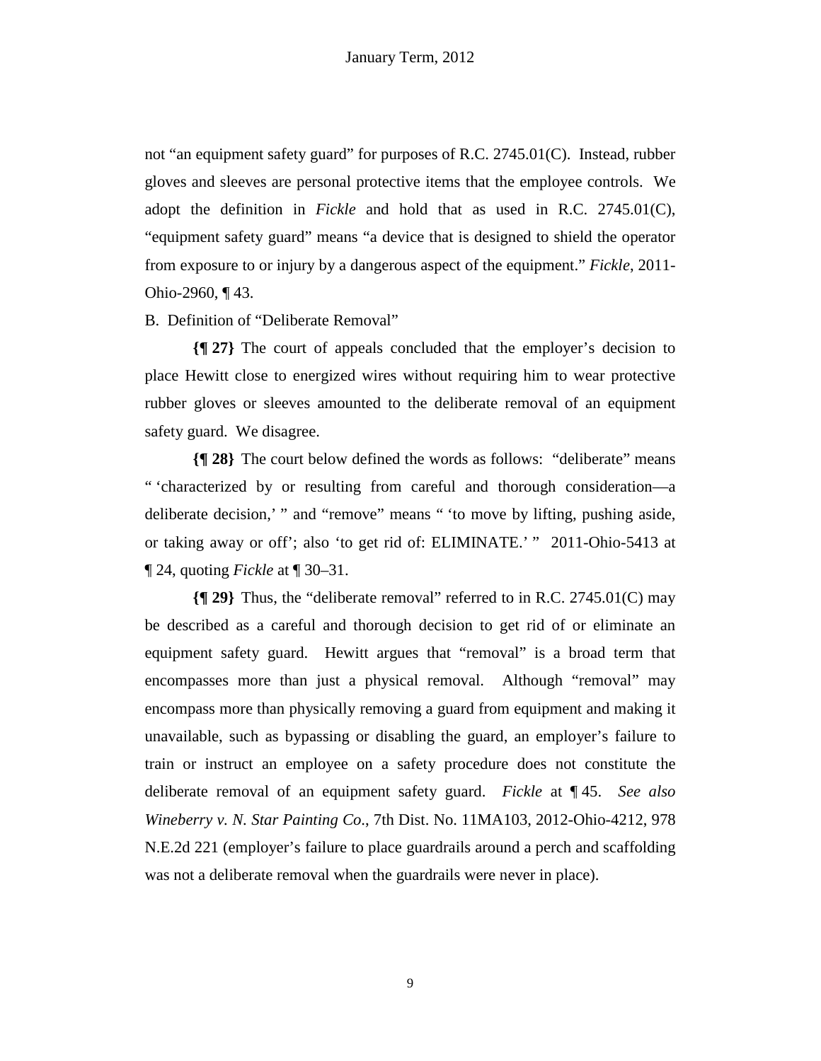not "an equipment safety guard" for purposes of R.C. 2745.01(C). Instead, rubber gloves and sleeves are personal protective items that the employee controls. We adopt the definition in *Fickle* and hold that as used in R.C. 2745.01(C), "equipment safety guard" means "a device that is designed to shield the operator from exposure to or injury by a dangerous aspect of the equipment." *Fickle*, 2011-Ohio-2960, ¶ 43.

B. Definition of "Deliberate Removal"

**{¶ 27}** The court of appeals concluded that the employer's decision to place Hewitt close to energized wires without requiring him to wear protective rubber gloves or sleeves amounted to the deliberate removal of an equipment safety guard. We disagree.

**{¶ 28}** The court below defined the words as follows: "deliberate" means " 'characterized by or resulting from careful and thorough consideration—a deliberate decision,' " and "remove" means " 'to move by lifting, pushing aside, or taking away or off'; also 'to get rid of: ELIMINATE.' " 2011-Ohio-5413 at ¶ 24, quoting *Fickle* at ¶ 30–31.

**{¶ 29}** Thus, the "deliberate removal" referred to in R.C. 2745.01(C) may be described as a careful and thorough decision to get rid of or eliminate an equipment safety guard. Hewitt argues that "removal" is a broad term that encompasses more than just a physical removal. Although "removal" may encompass more than physically removing a guard from equipment and making it unavailable, such as bypassing or disabling the guard, an employer's failure to train or instruct an employee on a safety procedure does not constitute the deliberate removal of an equipment safety guard. *Fickle* at ¶ 45. *See also Wineberry v. N. Star Painting Co.*, 7th Dist. No. 11MA103, 2012-Ohio-4212, 978 N.E.2d 221 (employer's failure to place guardrails around a perch and scaffolding was not a deliberate removal when the guardrails were never in place).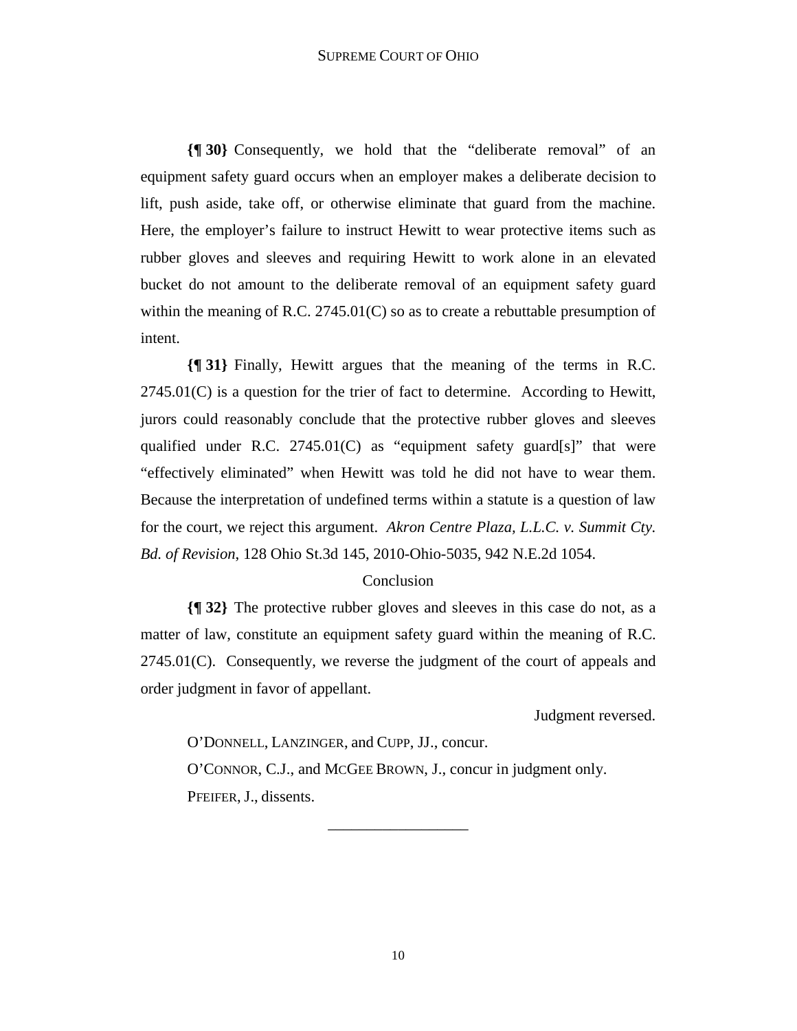**{¶ 30}** Consequently, we hold that the "deliberate removal" of an equipment safety guard occurs when an employer makes a deliberate decision to lift, push aside, take off, or otherwise eliminate that guard from the machine. Here, the employer's failure to instruct Hewitt to wear protective items such as rubber gloves and sleeves and requiring Hewitt to work alone in an elevated bucket do not amount to the deliberate removal of an equipment safety guard within the meaning of R.C. 2745.01(C) so as to create a rebuttable presumption of intent.

**{¶ 31}** Finally, Hewitt argues that the meaning of the terms in R.C. 2745.01(C) is a question for the trier of fact to determine. According to Hewitt, jurors could reasonably conclude that the protective rubber gloves and sleeves qualified under R.C. 2745.01(C) as "equipment safety guard[s]" that were "effectively eliminated" when Hewitt was told he did not have to wear them. Because the interpretation of undefined terms within a statute is a question of law for the court, we reject this argument. *Akron Centre Plaza, L.L.C. v. Summit Cty. Bd. of Revision*, 128 Ohio St.3d 145, 2010-Ohio-5035, 942 N.E.2d 1054.

Conclusion

**{¶ 32}** The protective rubber gloves and sleeves in this case do not, as a matter of law, constitute an equipment safety guard within the meaning of R.C. 2745.01(C). Consequently, we reverse the judgment of the court of appeals and order judgment in favor of appellant.

Judgment reversed.

O'DONNELL, LANZINGER, and CUPP, JJ., concur.

O'CONNOR, C.J., and MCGEE BROWN, J., concur in judgment only.

PFEIFER, J., dissents.

\_\_\_\_\_\_\_\_\_\_\_\_\_\_\_\_\_\_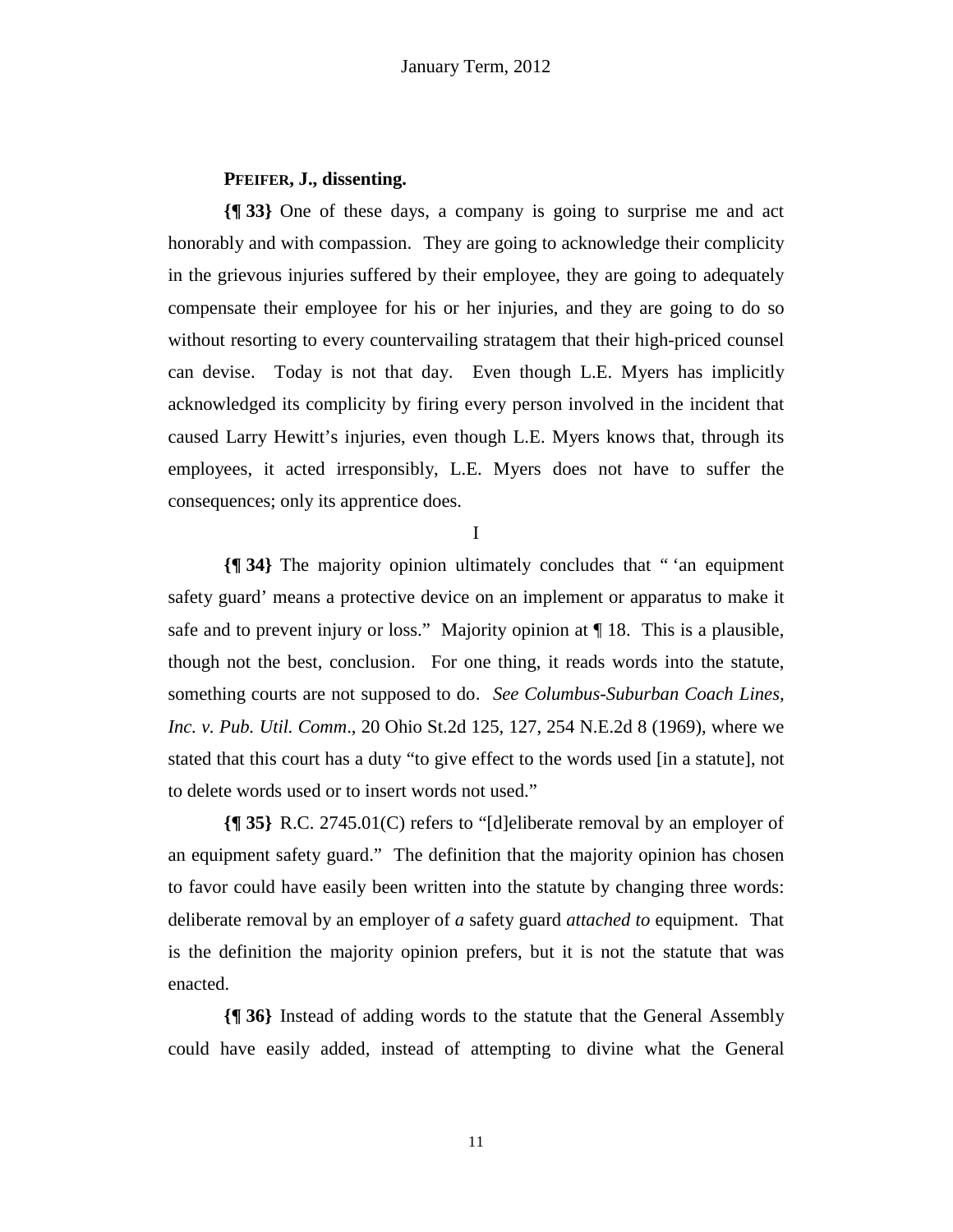**PFEIFER, J., dissenting.**

**{¶ 33}** One of these days, a company is going to surprise me and act honorably and with compassion. They are going to acknowledge their complicity in the grievous injuries suffered by their employee, they are going to adequately compensate their employee for his or her injuries, and they are going to do so without resorting to every countervailing stratagem that their high-priced counsel can devise. Today is not that day. Even though L.E. Myers has implicitly acknowledged its complicity by firing every person involved in the incident that caused Larry Hewitt's injuries, even though L.E. Myers knows that, through its employees, it acted irresponsibly, L.E. Myers does not have to suffer the consequences; only its apprentice does.

I

**{¶ 34}** The majority opinion ultimately concludes that " 'an equipment safety guard' means a protective device on an implement or apparatus to make it safe and to prevent injury or loss." Majority opinion at ¶ 18. This is a plausible, though not the best, conclusion. For one thing, it reads words into the statute, something courts are not supposed to do. *See Columbus-Suburban Coach Lines, Inc. v. Pub. Util. Comm*., 20 Ohio St.2d 125, 127, 254 N.E.2d 8 (1969), where we stated that this court has a duty "to give effect to the words used [in a statute], not to delete words used or to insert words not used."

**{¶ 35}** R.C. 2745.01(C) refers to "[d]eliberate removal by an employer of an equipment safety guard." The definition that the majority opinion has chosen to favor could have easily been written into the statute by changing three words: deliberate removal by an employer of *a* safety guard *attached to* equipment. That is the definition the majority opinion prefers, but it is not the statute that was enacted.

**{¶ 36}** Instead of adding words to the statute that the General Assembly could have easily added, instead of attempting to divine what the General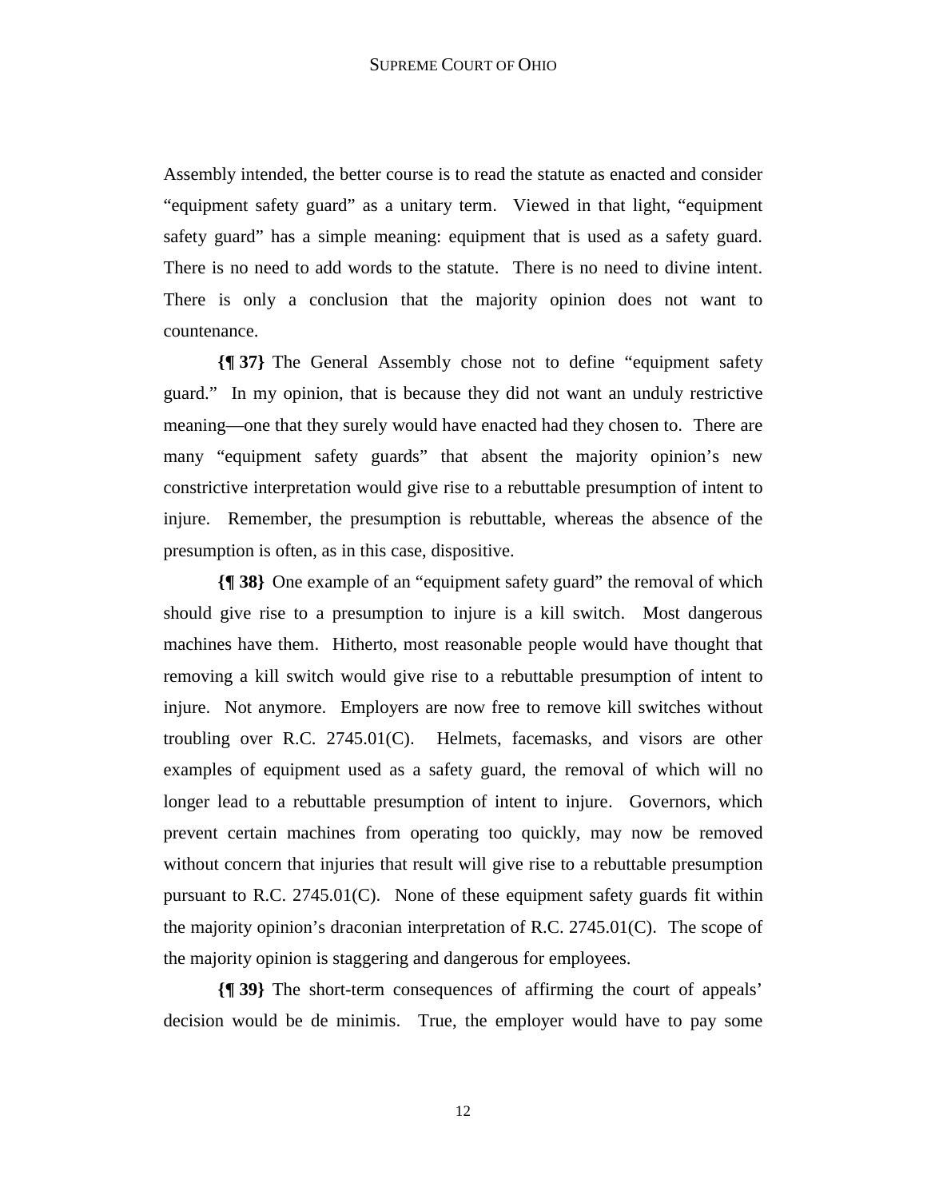Assembly intended, the better course is to read the statute as enacted and consider "equipment safety guard" as a unitary term. Viewed in that light, "equipment safety guard" has a simple meaning: equipment that is used as a safety guard. There is no need to add words to the statute. There is no need to divine intent. There is only a conclusion that the majority opinion does not want to countenance.

**{¶ 37}** The General Assembly chose not to define "equipment safety guard." In my opinion, that is because they did not want an unduly restrictive meaning—one that they surely would have enacted had they chosen to. There are many "equipment safety guards" that absent the majority opinion's new constrictive interpretation would give rise to a rebuttable presumption of intent to injure. Remember, the presumption is rebuttable, whereas the absence of the presumption is often, as in this case, dispositive.

**{¶ 38}** One example of an "equipment safety guard" the removal of which should give rise to a presumption to injure is a kill switch. Most dangerous machines have them. Hitherto, most reasonable people would have thought that removing a kill switch would give rise to a rebuttable presumption of intent to injure. Not anymore. Employers are now free to remove kill switches without troubling over R.C. 2745.01(C). Helmets, facemasks, and visors are other examples of equipment used as a safety guard, the removal of which will no longer lead to a rebuttable presumption of intent to injure. Governors, which prevent certain machines from operating too quickly, may now be removed without concern that injuries that result will give rise to a rebuttable presumption pursuant to R.C. 2745.01(C). None of these equipment safety guards fit within the majority opinion's draconian interpretation of R.C. 2745.01(C). The scope of the majority opinion is staggering and dangerous for employees.

**{¶ 39}** The short-term consequences of affirming the court of appeals' decision would be de minimis. True, the employer would have to pay some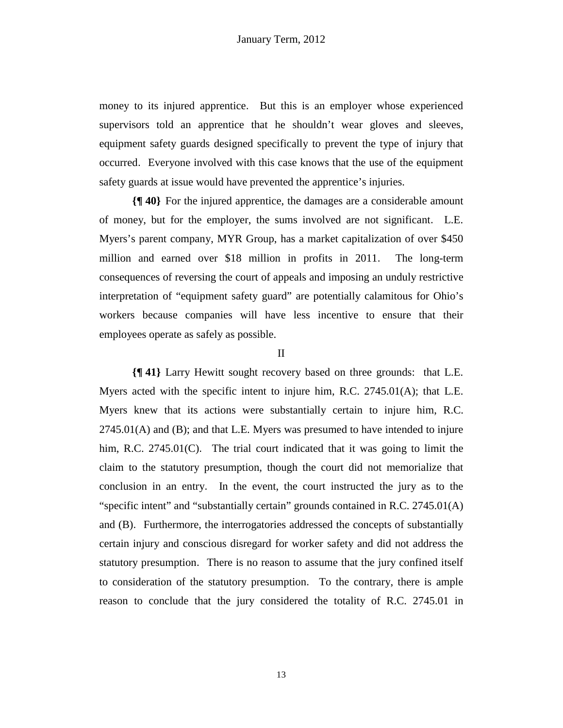money to its injured apprentice. But this is an employer whose experienced supervisors told an apprentice that he shouldn't wear gloves and sleeves, equipment safety guards designed specifically to prevent the type of injury that occurred. Everyone involved with this case knows that the use of the equipment safety guards at issue would have prevented the apprentice's injuries.

**{¶ 40}** For the injured apprentice, the damages are a considerable amount of money, but for the employer, the sums involved are not significant. L.E. Myers's parent company, MYR Group, has a market capitalization of over $450 million and earned over $18 million in profits in 2011. The long-term consequences of reversing the court of appeals and imposing an unduly restrictive interpretation of "equipment safety guard" are potentially calamitous for Ohio's workers because companies will have less incentive to ensure that their employees operate as safely as possible.

II

**{¶ 41}** Larry Hewitt sought recovery based on three grounds: that L.E. Myers acted with the specific intent to injure him, R.C. 2745.01(A); that L.E. Myers knew that its actions were substantially certain to injure him, R.C. 2745.01(A) and (B); and that L.E. Myers was presumed to have intended to injure him, R.C. 2745.01(C). The trial court indicated that it was going to limit the claim to the statutory presumption, though the court did not memorialize that conclusion in an entry. In the event, the court instructed the jury as to the "specific intent" and "substantially certain" grounds contained in R.C. 2745.01(A) and (B). Furthermore, the interrogatories addressed the concepts of substantially certain injury and conscious disregard for worker safety and did not address the statutory presumption. There is no reason to assume that the jury confined itself to consideration of the statutory presumption. To the contrary, there is ample reason to conclude that the jury considered the totality of R.C. 2745.01 in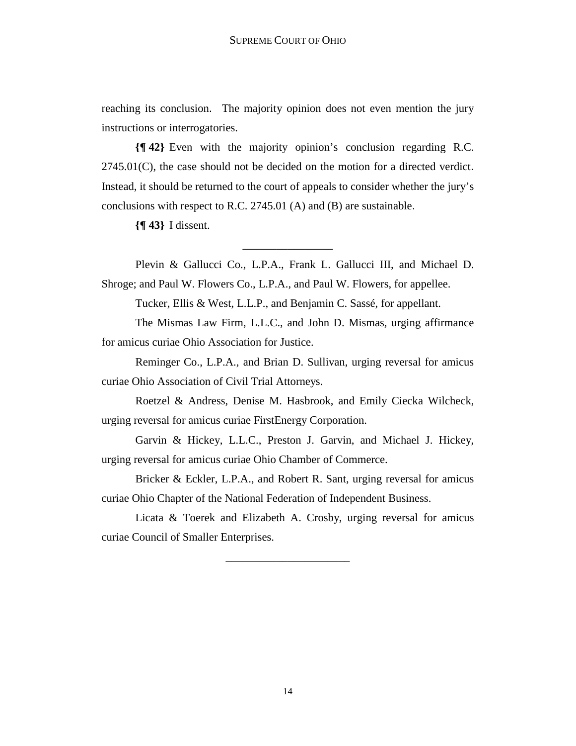reaching its conclusion. The majority opinion does not even mention the jury instructions or interrogatories.

**{¶ 42}** Even with the majority opinion's conclusion regarding R.C. 2745.01(C), the case should not be decided on the motion for a directed verdict. Instead, it should be returned to the court of appeals to consider whether the jury's conclusions with respect to R.C. 2745.01 (A) and (B) are sustainable.

**{¶ 43}** I dissent.

---

Plevin & Gallucci Co., L.P.A., Frank L. Gallucci III, and Michael D. Shroge; and Paul W. Flowers Co., L.P.A., and Paul W. Flowers, for appellee.

Tucker, Ellis & West, L.L.P., and Benjamin C. Sassé, for appellant.

The Mismas Law Firm, L.L.C., and John D. Mismas, urging affirmance for amicus curiae Ohio Association for Justice.

Reminger Co., L.P.A., and Brian D. Sullivan, urging reversal for amicus curiae Ohio Association of Civil Trial Attorneys.

Roetzel & Andress, Denise M. Hasbrook, and Emily Ciecka Wilcheck, urging reversal for amicus curiae FirstEnergy Corporation.

Garvin & Hickey, L.L.C., Preston J. Garvin, and Michael J. Hickey, urging reversal for amicus curiae Ohio Chamber of Commerce.

Bricker & Eckler, L.P.A., and Robert R. Sant, urging reversal for amicus curiae Ohio Chapter of the National Federation of Independent Business.

Licata & Toerek and Elizabeth A. Crosby, urging reversal for amicus curiae Council of Smaller Enterprises.

---